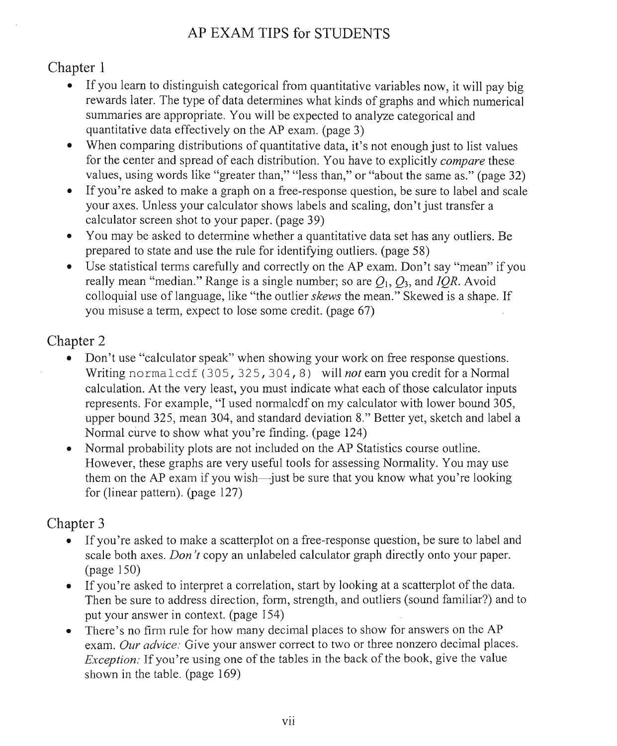# AP EXAM TIPS for STUDENTS

## Chapter 1

- If you learn to distinguish categorical from quantitative variables now, it will pay big rewards later. The type of data determines what kinds of graphs and which numerical summaries are appropriate. You will be expected to analyze categorical and quantitative data effectively on the AP exam. (page 3)
- When comparing distributions of quantitative data, it's not enough just to list values for the center and spread of each distribution. You have to explicitly *compare* these values, using words like "greater than," "less than," or "about the same as." (page 32)
- If you're asked to make a graph on a free-response question, be sure to label and scale your axes. Unless your calculator shows labels and scaling, don't just transfer a calculator screen shot to your paper. (page 39)
- You may be asked to determine whether a quantitative data set has any outliers. Be prepared to state and use the rule for identifying outliers. (page 58)
- Use statistical terms carefully and correctly on the AP exam. Don't say "mean" if you really mean "median." Range is a single number; so are $Q_1$, $Q_3$, and $IQR$. Avoid colloquial use of language, like "the outlier *skews* the mean." Skewed is a shape. If you misuse a term, expect to lose some credit. (page 67)

## Chapter 2

- Don't use "calculator speak" when showing your work on free response questions. Writing `normalcdf(305,325,304,8)` will *not* earn you credit for a Normal calculation. At the very least, you must indicate what each of those calculator inputs represents. For example, "I used normalcdf on my calculator with lower bound 305, upper bound 325, mean 304, and standard deviation 8." Better yet, sketch and label a Normal curve to show what you're finding. (page 124)
- Normal probability plots are not included on the AP Statistics course outline. However, these graphs are very useful tools for assessing Normality. You may use them on the AP exam if you wish—just be sure that you know what you're looking for (linear pattern). (page 127)

## Chapter 3

- If you're asked to make a scatterplot on a free-response question, be sure to label and scale both axes. *Don't* copy an unlabeled calculator graph directly onto your paper. (page 150)
- If you're asked to interpret a correlation, start by looking at a scatterplot of the data. Then be sure to address direction, form, strength, and outliers (sound familiar?) and to put your answer in context. (page 154)
- There's no firm rule for how many decimal places to show for answers on the AP exam. *Our advice:* Give your answer correct to two or three nonzero decimal places. *Exception:* If you're using one of the tables in the back of the book, give the value shown in the table. (page 169)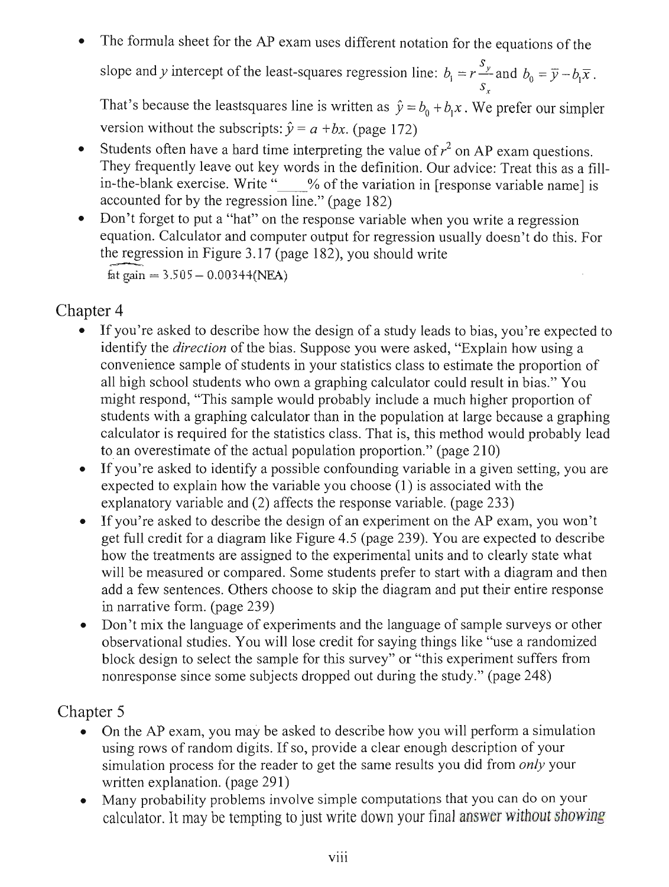- The formula sheet for the AP exam uses different notation for the equations of the slope and $y$ intercept of the least-squares regression line: $b_1 = r\frac{s_y}{s_x}$ and $b_0 = \bar{y} - b_1\bar{x}$. That's because the leastsquares line is written as $\hat{y} = b_0 + b_1 x$. We prefer our simpler version without the subscripts: $\hat{y} = a + bx$. (page 172)
- Students often have a hard time interpreting the value of $r^2$ on AP exam questions. They frequently leave out key words in the definition. Our advice: Treat this as a fill-in-the-blank exercise. Write "____% of the variation in [response variable name] is accounted for by the regression line." (page 182)
- Don't forget to put a "hat" on the response variable when you write a regression equation. Calculator and computer output for regression usually doesn't do this. For the regression in Figure 3.17 (page 182), you should write

  $\widehat{\text{fat gain}} = 3.505 - 0.00344(\text{NEA})$

## Chapter 4

- If you're asked to describe how the design of a study leads to bias, you're expected to identify the *direction* of the bias. Suppose you were asked, "Explain how using a convenience sample of students in your statistics class to estimate the proportion of all high school students who own a graphing calculator could result in bias." You might respond, "This sample would probably include a much higher proportion of students with a graphing calculator than in the population at large because a graphing calculator is required for the statistics class. That is, this method would probably lead to an overestimate of the actual population proportion." (page 210)
- If you're asked to identify a possible confounding variable in a given setting, you are expected to explain how the variable you choose (1) is associated with the explanatory variable and (2) affects the response variable. (page 233)
- If you're asked to describe the design of an experiment on the AP exam, you won't get full credit for a diagram like Figure 4.5 (page 239). You are expected to describe how the treatments are assigned to the experimental units and to clearly state what will be measured or compared. Some students prefer to start with a diagram and then add a few sentences. Others choose to skip the diagram and put their entire response in narrative form. (page 239)
- Don't mix the language of experiments and the language of sample surveys or other observational studies. You will lose credit for saying things like "use a randomized block design to select the sample for this survey" or "this experiment suffers from nonresponse since some subjects dropped out during the study." (page 248)

## Chapter 5

- On the AP exam, you may be asked to describe how you will perform a simulation using rows of random digits. If so, provide a clear enough description of your simulation process for the reader to get the same results you did from *only* your written explanation. (page 291)
- Many probability problems involve simple computations that you can do on your calculator. It may be tempting to just write down your final answer without showing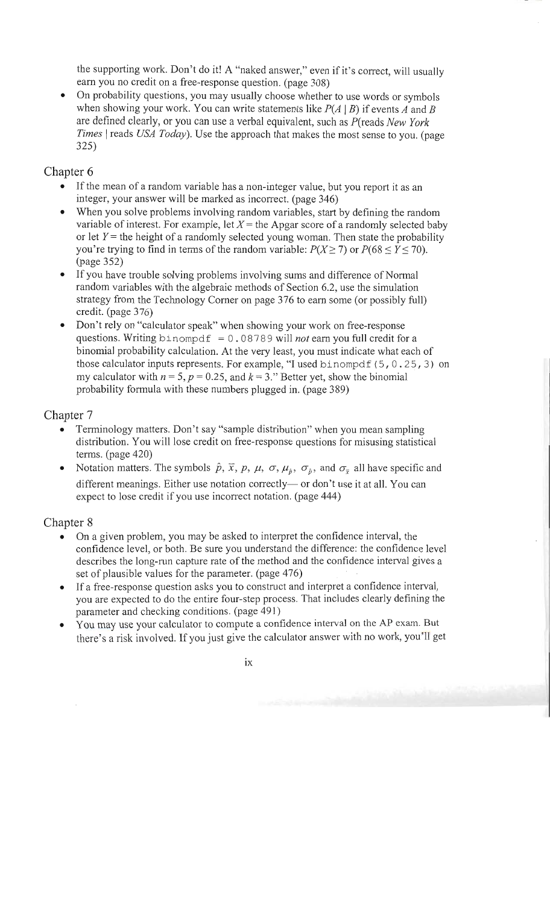the supporting work. Don't do it! A "naked answer," even if it's correct, will usually earn you no credit on a free-response question. (page 308)

- On probability questions, you may usually choose whether to use words or symbols when showing your work. You can write statements like $P(A \mid B)$ if events $A$ and $B$ are defined clearly, or you can use a verbal equivalent, such as $P$(reads *New York Times* | reads *USA Today*). Use the approach that makes the most sense to you. (page 325)

## Chapter 6

- If the mean of a random variable has a non-integer value, but you report it as an integer, your answer will be marked as incorrect. (page 346)
- When you solve problems involving random variables, start by defining the random variable of interest. For example, let $X$ = the Apgar score of a randomly selected baby or let $Y$ = the height of a randomly selected young woman. Then state the probability you're trying to find in terms of the random variable: $P(X \geq 7)$ or $P(68 \leq Y \leq 70)$. (page 352)
- If you have trouble solving problems involving sums and difference of Normal random variables with the algebraic methods of Section 6.2, use the simulation strategy from the Technology Corner on page 376 to earn some (or possibly full) credit. (page 376)
- Don't rely on "calculator speak" when showing your work on free-response questions. Writing `binompdf = 0.08789` will *not* earn you full credit for a binomial probability calculation. At the very least, you must indicate what each of those calculator inputs represents. For example, "I used `binompdf(5,0.25,3)` on my calculator with $n = 5$, $p = 0.25$, and $k = 3$." Better yet, show the binomial probability formula with these numbers plugged in. (page 389)

## Chapter 7

- Terminology matters. Don't say "sample distribution" when you mean sampling distribution. You will lose credit on free-response questions for misusing statistical terms. (page 420)
- Notation matters. The symbols $\hat{p}$, $\bar{x}$, $p$, $\mu$, $\sigma$, $\mu_{\hat{p}}$, $\sigma_{\hat{p}}$, and $\sigma_{\bar{x}}$ all have specific and different meanings. Either use notation correctly— or don't use it at all. You can expect to lose credit if you use incorrect notation. (page 444)

## Chapter 8

- On a given problem, you may be asked to interpret the confidence interval, the confidence level, or both. Be sure you understand the difference: the confidence level describes the long-run capture rate of the method and the confidence interval gives a set of plausible values for the parameter. (page 476)
- If a free-response question asks you to construct and interpret a confidence interval, you are expected to do the entire four-step process. That includes clearly defining the parameter and checking conditions. (page 491)
- You may use your calculator to compute a confidence interval on the AP exam. But there's a risk involved. If you just give the calculator answer with no work, you'll get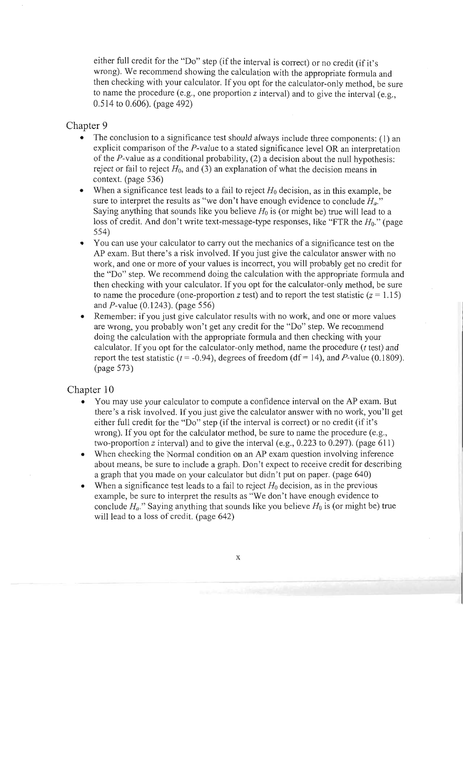either full credit for the "Do" step (if the interval is correct) or no credit (if it's wrong). We recommend showing the calculation with the appropriate formula and then checking with your calculator. If you opt for the calculator-only method, be sure to name the procedure (e.g., one proportion $z$ interval) and to give the interval (e.g., 0.514 to 0.606). (page 492)

## Chapter 9

- The conclusion to a significance test should always include three components: (1) an explicit comparison of the $P$-value to a stated significance level OR an interpretation of the $P$-value as a conditional probability, (2) a decision about the null hypothesis: reject or fail to reject $H_0$, and (3) an explanation of what the decision means in context. (page 536)
- When a significance test leads to a fail to reject $H_0$ decision, as in this example, be sure to interpret the results as "we don't have enough evidence to conclude $H_a$." Saying anything that sounds like you believe $H_0$ is (or might be) true will lead to a loss of credit. And don't write text-message-type responses, like "FTR the $H_0$." (page 554)
- You can use your calculator to carry out the mechanics of a significance test on the AP exam. But there's a risk involved. If you just give the calculator answer with no work, and one or more of your values is incorrect, you will probably get no credit for the "Do" step. We recommend doing the calculation with the appropriate formula and then checking with your calculator. If you opt for the calculator-only method, be sure to name the procedure (one-proportion $z$ test) and to report the test statistic ($z = 1.15$) and $P$-value (0.1243). (page 556)
- Remember: if you just give calculator results with no work, and one or more values are wrong, you probably won't get any credit for the "Do" step. We recommend doing the calculation with the appropriate formula and then checking with your calculator. If you opt for the calculator-only method, name the procedure ($t$ test) and report the test statistic ($t = -0.94$), degrees of freedom (df = 14), and $P$-value (0.1809). (page 573)

## Chapter 10

- You may use your calculator to compute a confidence interval on the AP exam. But there's a risk involved. If you just give the calculator answer with no work, you'll get either full credit for the "Do" step (if the interval is correct) or no credit (if it's wrong). If you opt for the calculator method, be sure to name the procedure (e.g., two-proportion $z$ interval) and to give the interval (e.g., 0.223 to 0.297). (page 611)
- When checking the Normal condition on an AP exam question involving inference about means, be sure to include a graph. Don't expect to receive credit for describing a graph that you made on your calculator but didn't put on paper. (page 640)
- When a significance test leads to a fail to reject $H_0$ decision, as in the previous example, be sure to interpret the results as "We don't have enough evidence to conclude $H_a$." Saying anything that sounds like you believe $H_0$ is (or might be) true will lead to a loss of credit. (page 642)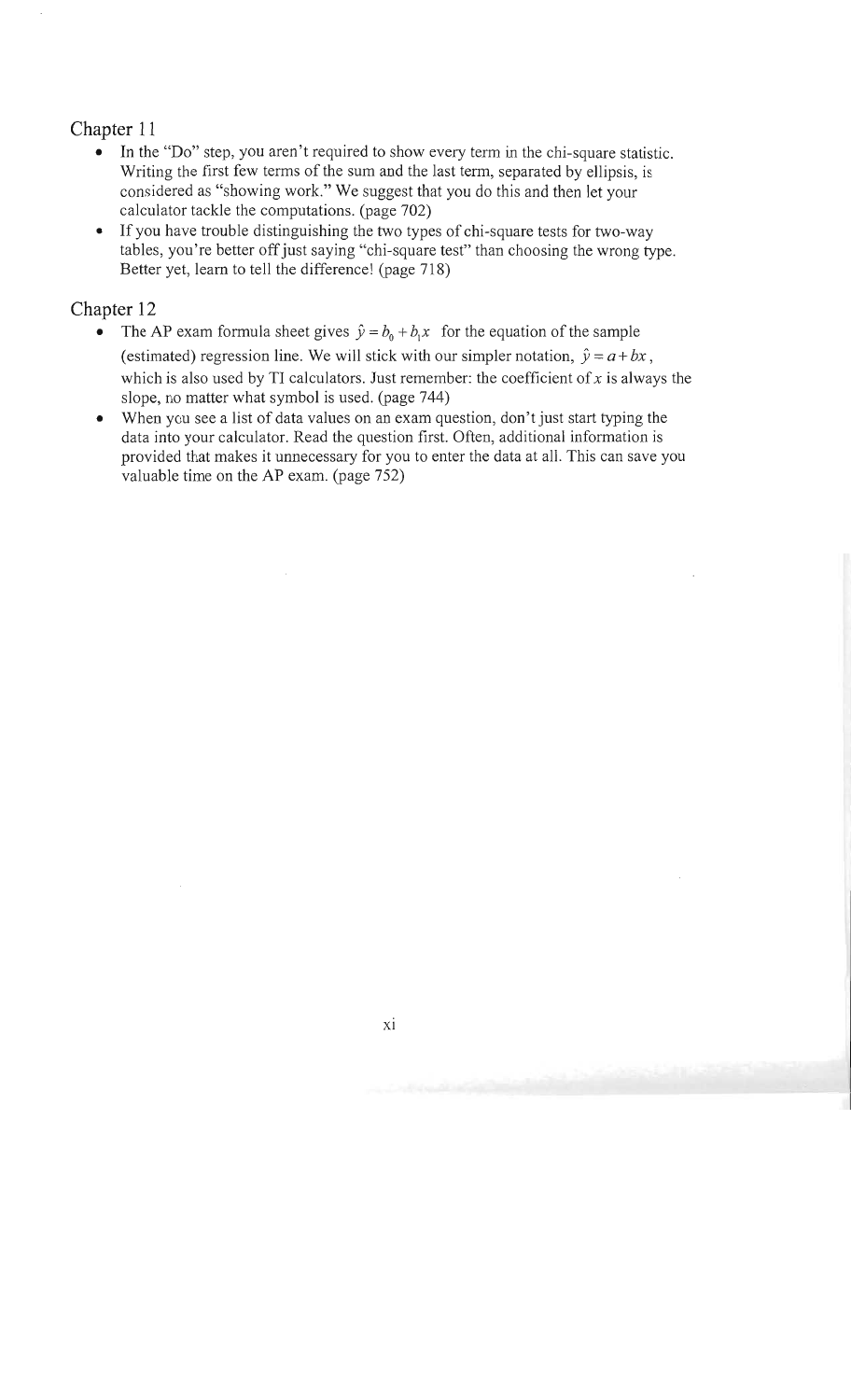## Chapter 11

- In the "Do" step, you aren't required to show every term in the chi-square statistic. Writing the first few terms of the sum and the last term, separated by ellipsis, is considered as "showing work." We suggest that you do this and then let your calculator tackle the computations. (page 702)
- If you have trouble distinguishing the two types of chi-square tests for two-way tables, you're better off just saying "chi-square test" than choosing the wrong type. Better yet, learn to tell the difference! (page 718)

## Chapter 12

- The AP exam formula sheet gives $\hat{y} = b_0 + b_1 x$ for the equation of the sample (estimated) regression line. We will stick with our simpler notation, $\hat{y} = a + bx$, which is also used by TI calculators. Just remember: the coefficient of $x$ is always the slope, no matter what symbol is used. (page 744)
- When you see a list of data values on an exam question, don't just start typing the data into your calculator. Read the question first. Often, additional information is provided that makes it unnecessary for you to enter the data at all. This can save you valuable time on the AP exam. (page 752)